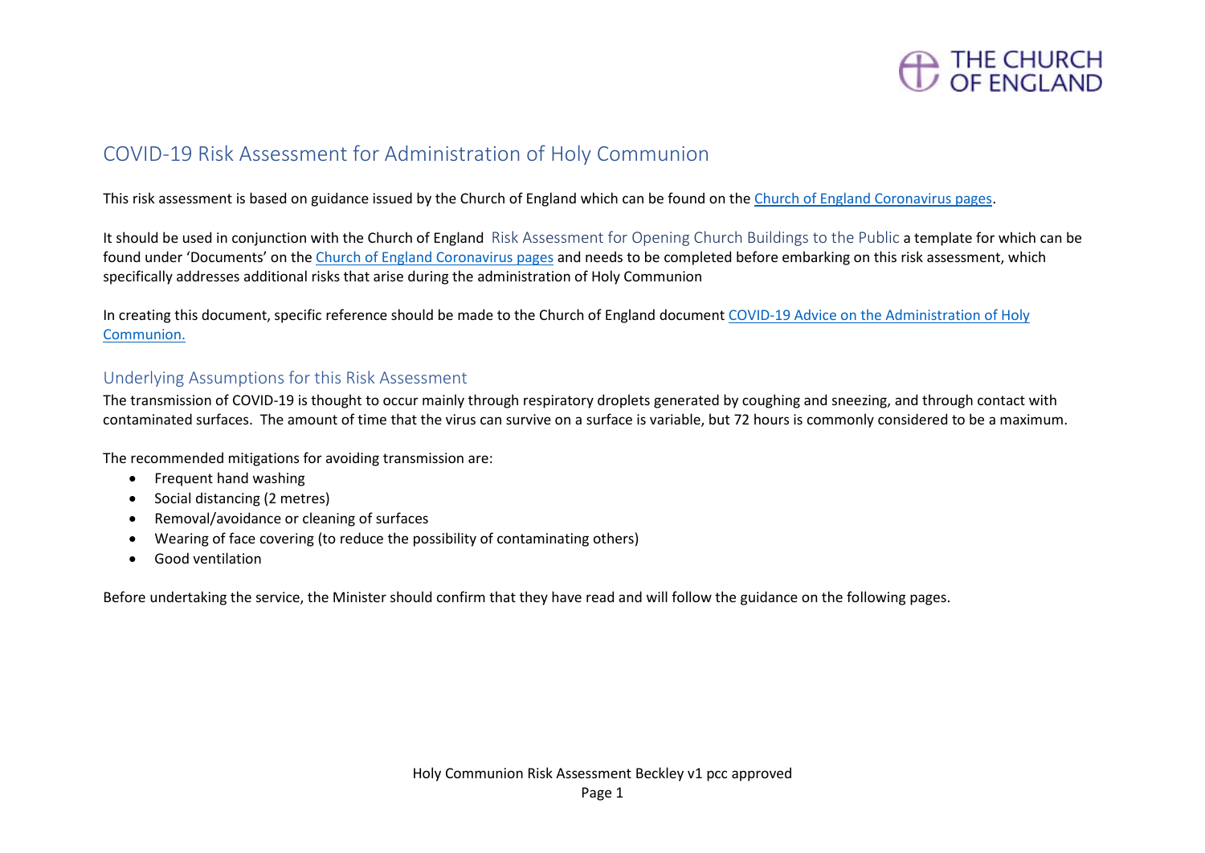# COVID-19 Risk Assessment for Administration of Holy Communion

This risk assessment is based on guidance issued by the Church of England which can be found on the Church of England Coronavirus pages.

It should be used in conjunction with the Church of England Risk Assessment for Opening Church Buildings to the Public a template for which can be found under 'Documents' on the Church of England Coronavirus pages and needs to be completed before embarking on this risk assessment, which specifically addresses additional risks that arise during the administration of Holy Communion

In creating this document, specific reference should be made to the Church of England document COVID-19 Advice on the Administration of Holy Communion.

## Underlying Assumptions for this Risk Assessment

The transmission of COVID-19 is thought to occur mainly through respiratory droplets generated by coughing and sneezing, and through contact with contaminated surfaces. The amount of time that the virus can survive on a surface is variable, but 72 hours is commonly considered to be a maximum.

The recommended mitigations for avoiding transmission are:

- Frequent hand washing
- Social distancing (2 metres)
- Removal/avoidance or cleaning of surfaces
- Wearing of face covering (to reduce the possibility of contaminating others)
- Good ventilation

Before undertaking the service, the Minister should confirm that they have read and will follow the guidance on the following pages.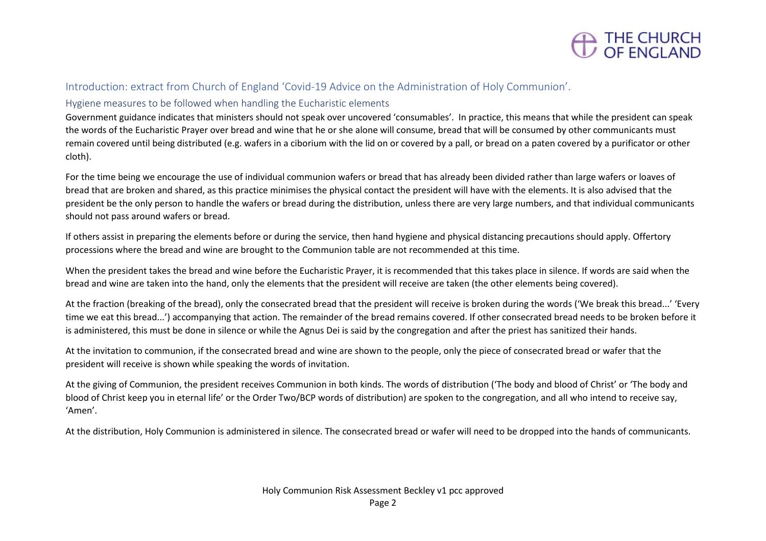## Introduction: extract from Church of England 'Covid-19 Advice on the Administration of Holy Communion'.

### Hygiene measures to be followed when handling the Eucharistic elements

Government guidance indicates that ministers should not speak over uncovered 'consumables'. In practice, this means that while the president can speak the words of the Eucharistic Prayer over bread and wine that he or she alone will consume, bread that will be consumed by other communicants must remain covered until being distributed (e.g. wafers in a ciborium with the lid on or covered by a pall, or bread on a paten covered by a purificator or other cloth).

For the time being we encourage the use of individual communion wafers or bread that has already been divided rather than large wafers or loaves of bread that are broken and shared, as this practice minimises the physical contact the president will have with the elements. It is also advised that the president be the only person to handle the wafers or bread during the distribution, unless there are very large numbers, and that individual communicants should not pass around wafers or bread.

If others assist in preparing the elements before or during the service, then hand hygiene and physical distancing precautions should apply. Offertory processions where the bread and wine are brought to the Communion table are not recommended at this time.

When the president takes the bread and wine before the Eucharistic Prayer, it is recommended that this takes place in silence. If words are said when the bread and wine are taken into the hand, only the elements that the president will receive are taken (the other elements being covered).

At the fraction (breaking of the bread), only the consecrated bread that the president will receive is broken during the words ('We break this bread...' 'Every time we eat this bread...') accompanying that action. The remainder of the bread remains covered. If other consecrated bread needs to be broken before it is administered, this must be done in silence or while the Agnus Dei is said by the congregation and after the priest has sanitized their hands.

At the invitation to communion, if the consecrated bread and wine are shown to the people, only the piece of consecrated bread or wafer that the president will receive is shown while speaking the words of invitation.

At the giving of Communion, the president receives Communion in both kinds. The words of distribution ('The body and blood of Christ' or 'The body and blood of Christ keep you in eternal life' or the Order Two/BCP words of distribution) are spoken to the congregation, and all who intend to receive say, 'Amen'.

At the distribution, Holy Communion is administered in silence. The consecrated bread or wafer will need to be dropped into the hands of communicants.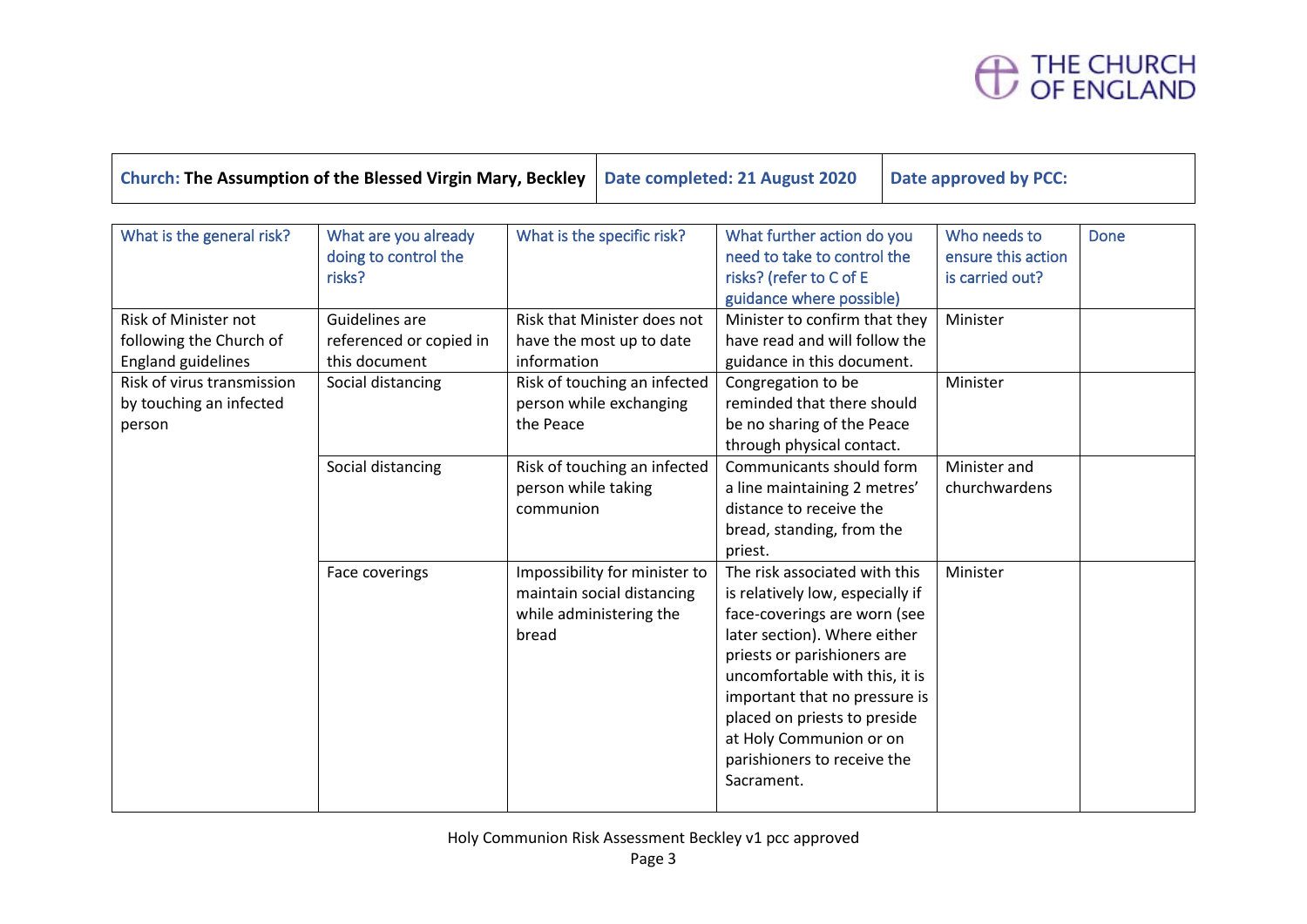THE CHURCH OF ENGLAND

| **Church: The Assumption of the Blessed Virgin Mary, Beckley** | **Date completed: 21 August 2020** | **Date approved by PCC:** |
|---|---|---|

| What is the general risk? | What are you already doing to control the risks? | What is the specific risk? | What further action do you need to take to control the risks? (refer to C of E guidance where possible) | Who needs to ensure this action is carried out? | Done |
|---|---|---|---|---|---|
| Risk of Minister not following the Church of England guidelines | Guidelines are referenced or copied in this document | Risk that Minister does not have the most up to date information | Minister to confirm that they have read and will follow the guidance in this document. | Minister | |
| Risk of virus transmission by touching an infected person | Social distancing | Risk of touching an infected person while exchanging the Peace | Congregation to be reminded that there should be no sharing of the Peace through physical contact. | Minister | |
| | Social distancing | Risk of touching an infected person while taking communion | Communicants should form a line maintaining 2 metres' distance to receive the bread, standing, from the priest. | Minister and churchwardens | |
| | Face coverings | Impossibility for minister to maintain social distancing while administering the bread | The risk associated with this is relatively low, especially if face-coverings are worn (see later section). Where either priests or parishioners are uncomfortable with this, it is important that no pressure is placed on priests to preside at Holy Communion or on parishioners to receive the Sacrament. | Minister | |

Holy Communion Risk Assessment Beckley v1 pcc approved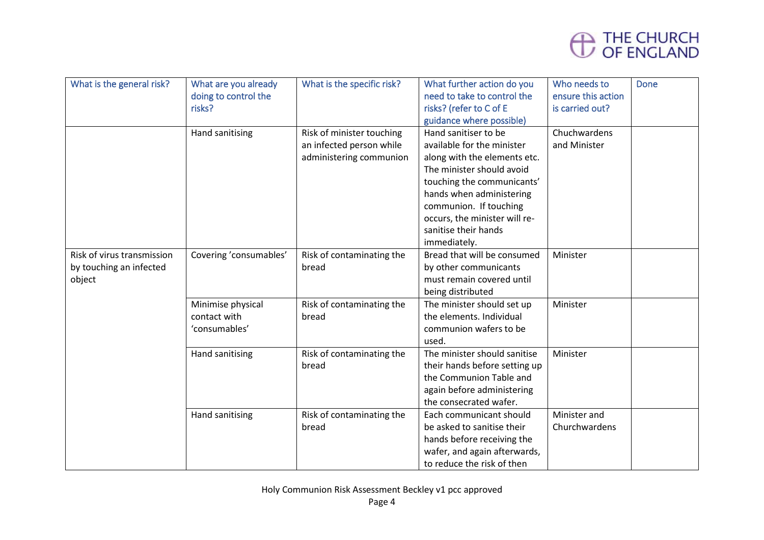| What is the general risk? | What are you already doing to control the risks? | What is the specific risk? | What further action do you need to take to control the risks? (refer to C of E guidance where possible) | Who needs to ensure this action is carried out? | Done |
|---|---|---|---|---|---|
| | Hand sanitising | Risk of minister touching an infected person while administering communion | Hand sanitiser to be available for the minister along with the elements etc. The minister should avoid touching the communicants' hands when administering communion. If touching occurs, the minister will re-sanitise their hands immediately. | Chuchwardens and Minister | |
| Risk of virus transmission by touching an infected object | Covering 'consumables' | Risk of contaminating the bread | Bread that will be consumed by other communicants must remain covered until being distributed | Minister | |
| | Minimise physical contact with 'consumables' | Risk of contaminating the bread | The minister should set up the elements. Individual communion wafers to be used. | Minister | |
| | Hand sanitising | Risk of contaminating the bread | The minister should sanitise their hands before setting up the Communion Table and again before administering the consecrated wafer. | Minister | |
| | Hand sanitising | Risk of contaminating the bread | Each communicant should be asked to sanitise their hands before receiving the wafer, and again afterwards, to reduce the risk of then | Minister and Churchwardens | |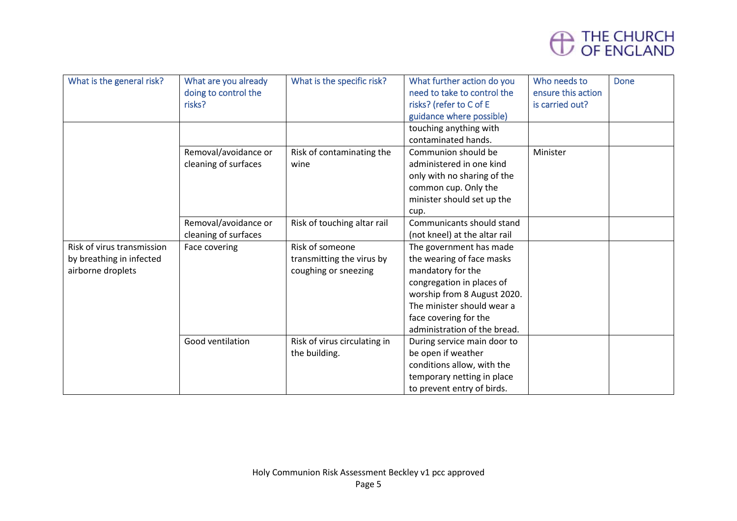| What is the general risk? | What are you already doing to control the risks? | What is the specific risk? | What further action do you need to take to control the risks? (refer to C of E guidance where possible) | Who needs to ensure this action is carried out? | Done |
|---|---|---|---|---|---|
| | | | touching anything with contaminated hands. | | |
| | Removal/avoidance or cleaning of surfaces | Risk of contaminating the wine | Communion should be administered in one kind only with no sharing of the common cup. Only the minister should set up the cup. | Minister | |
| | Removal/avoidance or cleaning of surfaces | Risk of touching altar rail | Communicants should stand (not kneel) at the altar rail | | |
| Risk of virus transmission by breathing in infected airborne droplets | Face covering | Risk of someone transmitting the virus by coughing or sneezing | The government has made the wearing of face masks mandatory for the congregation in places of worship from 8 August 2020. The minister should wear a face covering for the administration of the bread. | | |
| | Good ventilation | Risk of virus circulating in the building. | During service main door to be open if weather conditions allow, with the temporary netting in place to prevent entry of birds. | | |

Holy Communion Risk Assessment Beckley v1 pcc approved